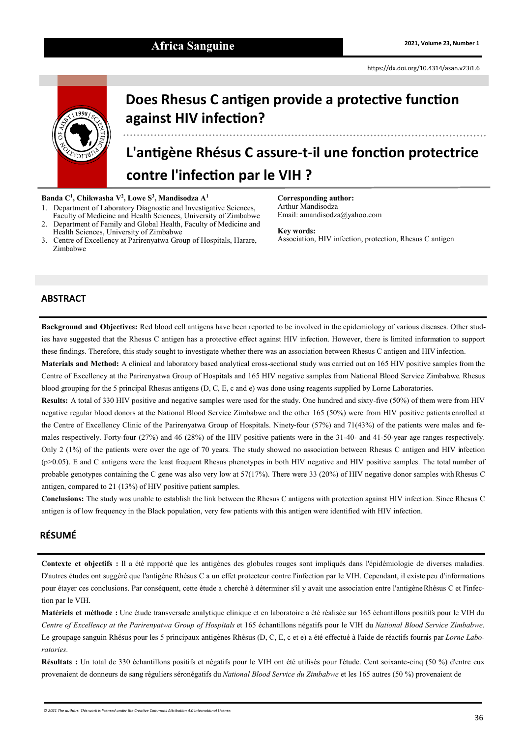# Does Rhesus C antigen provide a protective function against HIV infection?

# L'antigène Rhésus C assure-t-il une fonction protectrice contre l'infection par le VIH ?

**Banda C[1], Chikwasha V[2], Lowe S[3], Mandisodza A[1]**

1. Department of Laboratory Diagnostic and Investigative Sciences, Faculty of Medicine and Health Sciences, University of Zimbabwe
2. Department of Family and Global Health, Faculty of Medicine and Health Sciences, University of Zimbabwe
3. Centre of Excellency at Parirenyatwa Group of Hospitals, Harare, Zimbabwe

**Corresponding author:**
Arthur Mandisodza
Email: amandisodza@yahoo.com

**Key words:**
Association, HIV infection, protection, Rhesus C antigen

## ABSTRACT

**Background and Objectives:** Red blood cell antigens have been reported to be involved in the epidemiology of various diseases. Other studies have suggested that the Rhesus C antigen has a protective effect against HIV infection. However, there is limited information to support these findings. Therefore, this study sought to investigate whether there was an association between Rhesus C antigen and HIV infection.

**Materials and Method:** A clinical and laboratory based analytical cross-sectional study was carried out on 165 HIV positive samples from the Centre of Excellency at the Parirenyatwa Group of Hospitals and 165 HIV negative samples from National Blood Service Zimbabwe. Rhesus blood grouping for the 5 principal Rhesus antigens (D, C, E, c and e) was done using reagents supplied by Lorne Laboratories.

**Results:** A total of 330 HIV positive and negative samples were used for the study. One hundred and sixty-five (50%) of them were from HIV negative regular blood donors at the National Blood Service Zimbabwe and the other 165 (50%) were from HIV positive patients enrolled at the Centre of Excellency Clinic of the Parirenyatwa Group of Hospitals. Ninety-four (57%) and 71(43%) of the patients were males and females respectively. Forty-four (27%) and 46 (28%) of the HIV positive patients were in the 31-40- and 41-50-year age ranges respectively. Only 2 (1%) of the patients were over the age of 70 years. The study showed no association between Rhesus C antigen and HIV infection ($p>0.05$). E and C antigens were the least frequent Rhesus phenotypes in both HIV negative and HIV positive samples. The total number of probable genotypes containing the C gene was also very low at 57(17%). There were 33 (20%) of HIV negative donor samples with Rhesus C antigen, compared to 21 (13%) of HIV positive patient samples.

**Conclusions:** The study was unable to establish the link between the Rhesus C antigens with protection against HIV infection. Since Rhesus C antigen is of low frequency in the Black population, very few patients with this antigen were identified with HIV infection.

## RÉSUMÉ

**Contexte et objectifs :** Il a été rapporté que les antigènes des globules rouges sont impliqués dans l'épidémiologie de diverses maladies. D'autres études ont suggéré que l'antigène Rhésus C a un effet protecteur contre l'infection par le VIH. Cependant, il existe peu d'informations pour étayer ces conclusions. Par conséquent, cette étude a cherché à déterminer s'il y avait une association entre l'antigène Rhésus C et l'infection par le VIH.

**Matériels et méthode :** Une étude transversale analytique clinique et en laboratoire a été réalisée sur 165 échantillons positifs pour le VIH du *Centre of Excellency at the Parirenyatwa Group of Hospitals* et 165 échantillons négatifs pour le VIH du *National Blood Service Zimbabwe*. Le groupage sanguin Rhésus pour les 5 principaux antigènes Rhésus (D, C, E, c et e) a été effectué à l'aide de réactifs fournis par *Lorne Laboratories*.

**Résultats :** Un total de 330 échantillons positifs et négatifs pour le VIH ont été utilisés pour l'étude. Cent soixante-cinq (50 %) d'entre eux provenaient de donneurs de sang réguliers séronégatifs du *National Blood Service du Zimbabwe* et les 165 autres (50 %) provenaient de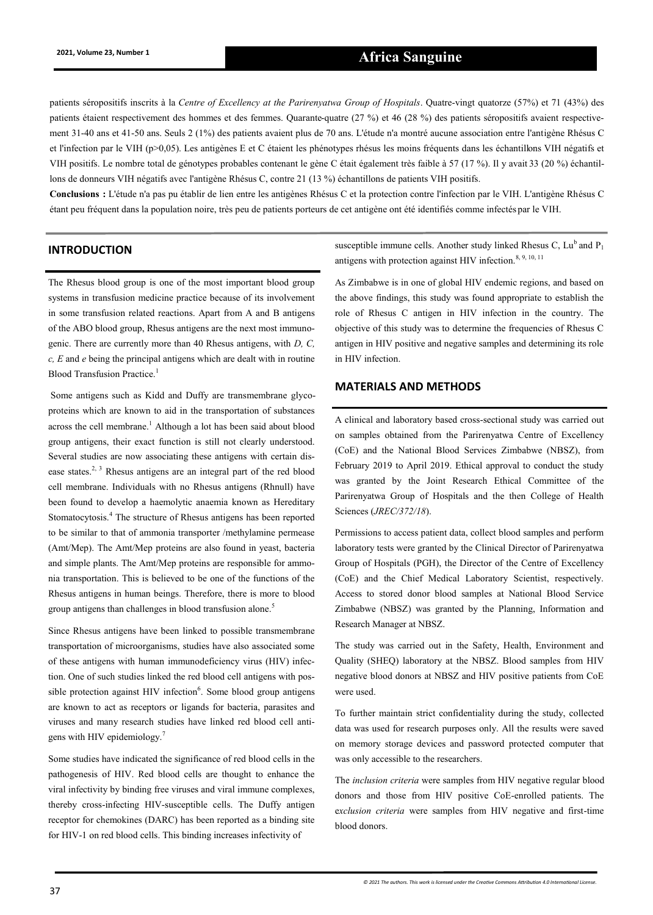patients séropositifs inscrits à la *Centre of Excellency at the Parirenyatwa Group of Hospitals*. Quatre-vingt quatorze (57%) et 71 (43%) des patients étaient respectivement des hommes et des femmes. Quarante-quatre (27 %) et 46 (28 %) des patients séropositifs avaient respectivement 31-40 ans et 41-50 ans. Seuls 2 (1%) des patients avaient plus de 70 ans. L'étude n'a montré aucune association entre l'antigène Rhésus C et l'infection par le VIH (p>0,05). Les antigènes E et C étaient les phénotypes rhésus les moins fréquents dans les échantillons VIH négatifs et VIH positifs. Le nombre total de génotypes probables contenant le gène C était également très faible à 57 (17 %). Il y avait 33 (20 %) échantillons de donneurs VIH négatifs avec l'antigène Rhésus C, contre 21 (13 %) échantillons de patients VIH positifs.

**Conclusions :** L'étude n'a pas pu établir de lien entre les antigènes Rhésus C et la protection contre l'infection par le VIH. L'antigène Rhésus C étant peu fréquent dans la population noire, très peu de patients porteurs de cet antigène ont été identifiés comme infectés par le VIH.

## INTRODUCTION

The Rhesus blood group is one of the most important blood group systems in transfusion medicine practice because of its involvement in some transfusion related reactions. Apart from A and B antigens of the ABO blood group, Rhesus antigens are the next most immunogenic. There are currently more than 40 Rhesus antigens, with *D, C, c, E* and *e* being the principal antigens which are dealt with in routine Blood Transfusion Practice.[1]

Some antigens such as Kidd and Duffy are transmembrane glycoproteins which are known to aid in the transportation of substances across the cell membrane.[1] Although a lot has been said about blood group antigens, their exact function is still not clearly understood. Several studies are now associating these antigens with certain disease states.[2, 3] Rhesus antigens are an integral part of the red blood cell membrane. Individuals with no Rhesus antigens (Rhnull) have been found to develop a haemolytic anaemia known as Hereditary Stomatocytosis.[4] The structure of Rhesus antigens has been reported to be similar to that of ammonia transporter /methylamine permease (Amt/Mep). The Amt/Mep proteins are also found in yeast, bacteria and simple plants. The Amt/Mep proteins are responsible for ammonia transportation. This is believed to be one of the functions of the Rhesus antigens in human beings. Therefore, there is more to blood group antigens than challenges in blood transfusion alone.[5]

Since Rhesus antigens have been linked to possible transmembrane transportation of microorganisms, studies have also associated some of these antigens with human immunodeficiency virus (HIV) infection. One of such studies linked the red blood cell antigens with possible protection against HIV infection[6]. Some blood group antigens are known to act as receptors or ligands for bacteria, parasites and viruses and many research studies have linked red blood cell antigens with HIV epidemiology.[7]

Some studies have indicated the significance of red blood cells in the pathogenesis of HIV. Red blood cells are thought to enhance the viral infectivity by binding free viruses and viral immune complexes, thereby cross-infecting HIV-susceptible cells. The Duffy antigen receptor for chemokines (DARC) has been reported as a binding site for HIV-1 on red blood cells. This binding increases infectivity of susceptible immune cells. Another study linked Rhesus C, $Lu^b$ and $P_1$ antigens with protection against HIV infection.[8, 9, 10, 11]

As Zimbabwe is in one of global HIV endemic regions, and based on the above findings, this study was found appropriate to establish the role of Rhesus C antigen in HIV infection in the country. The objective of this study was to determine the frequencies of Rhesus C antigen in HIV positive and negative samples and determining its role in HIV infection.

## MATERIALS AND METHODS

A clinical and laboratory based cross-sectional study was carried out on samples obtained from the Parirenyatwa Centre of Excellency (CoE) and the National Blood Services Zimbabwe (NBSZ), from February 2019 to April 2019. Ethical approval to conduct the study was granted by the Joint Research Ethical Committee of the Parirenyatwa Group of Hospitals and the then College of Health Sciences (*JREC/372/18*).

Permissions to access patient data, collect blood samples and perform laboratory tests were granted by the Clinical Director of Parirenyatwa Group of Hospitals (PGH), the Director of the Centre of Excellency (CoE) and the Chief Medical Laboratory Scientist, respectively. Access to stored donor blood samples at National Blood Service Zimbabwe (NBSZ) was granted by the Planning, Information and Research Manager at NBSZ.

The study was carried out in the Safety, Health, Environment and Quality (SHEQ) laboratory at the NBSZ. Blood samples from HIV negative blood donors at NBSZ and HIV positive patients from CoE were used.

To further maintain strict confidentiality during the study, collected data was used for research purposes only. All the results were saved on memory storage devices and password protected computer that was only accessible to the researchers.

The *inclusion criteria* were samples from HIV negative regular blood donors and those from HIV positive CoE-enrolled patients. The *exclusion criteria* were samples from HIV negative and first-time blood donors.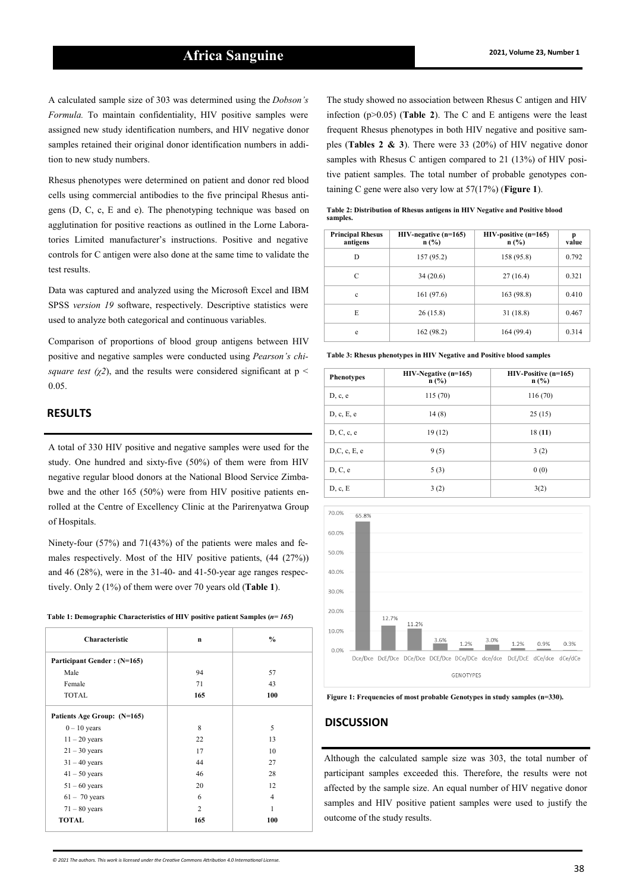A calculated sample size of 303 was determined using the *Dobson's Formula.* To maintain confidentiality, HIV positive samples were assigned new study identification numbers, and HIV negative donor samples retained their original donor identification numbers in addition to new study numbers.

Rhesus phenotypes were determined on patient and donor red blood cells using commercial antibodies to the five principal Rhesus antigens (D, C, c, E and e). The phenotyping technique was based on agglutination for positive reactions as outlined in the Lorne Laboratories Limited manufacturer's instructions. Positive and negative controls for C antigen were also done at the same time to validate the test results.

Data was captured and analyzed using the Microsoft Excel and IBM SPSS *version 19* software, respectively. Descriptive statistics were used to analyze both categorical and continuous variables.

Comparison of proportions of blood group antigens between HIV positive and negative samples were conducted using *Pearson's chi-square test ($\chi 2$)*, and the results were considered significant at $p < 0.05$.

## RESULTS

A total of 330 HIV positive and negative samples were used for the study. One hundred and sixty-five (50%) of them were from HIV negative regular blood donors at the National Blood Service Zimbabwe and the other 165 (50%) were from HIV positive patients enrolled at the Centre of Excellency Clinic at the Parirenyatwa Group of Hospitals.

Ninety-four (57%) and 71(43%) of the patients were males and females respectively. Most of the HIV positive patients, (44 (27%)) and 46 (28%), were in the 31-40- and 41-50-year age ranges respectively. Only 2 (1%) of them were over 70 years old (**Table 1**).

**Table 1: Demographic Characteristics of HIV positive patient Samples (*n= 165*)**

| Characteristic | n | % |
|---|---|---|
| **Participant Gender : (N=165)** | | |
| Male | 94 | 57 |
| Female | 71 | 43 |
| TOTAL | **165** | **100** |
| **Patients Age Group: (N=165)** | | |
| 0 – 10 years | 8 | 5 |
| 11 – 20 years | 22 | 13 |
| 21 – 30 years | 17 | 10 |
| 31 – 40 years | 44 | 27 |
| 41 – 50 years | 46 | 28 |
| 51 – 60 years | 20 | 12 |
| 61 – 70 years | 6 | 4 |
| 71 – 80 years | 2 | 1 |
| **TOTAL** | **165** | **100** |

The study showed no association between Rhesus C antigen and HIV infection (p>0.05) (**Table 2**). The C and E antigens were the least frequent Rhesus phenotypes in both HIV negative and positive samples (**Tables 2 & 3**). There were 33 (20%) of HIV negative donor samples with Rhesus C antigen compared to 21 (13%) of HIV positive patient samples. The total number of probable genotypes containing C gene were also very low at 57(17%) (**Figure 1**).

**Table 2: Distribution of Rhesus antigens in HIV Negative and Positive blood samples.**

| Principal Rhesus antigens | HIV-negative (n=165) n (%) | HIV-positive (n=165) n (%) | p value |
|---|---|---|---|
| D | 157 (95.2) | 158 (95.8) | 0.792 |
| C | 34 (20.6) | 27 (16.4) | 0.321 |
| c | 161 (97.6) | 163 (98.8) | 0.410 |
| E | 26 (15.8) | 31 (18.8) | 0.467 |
| e | 162 (98.2) | 164 (99.4) | 0.314 |

**Table 3: Rhesus phenotypes in HIV Negative and Positive blood samples**

| Phenotypes | HIV-Negative (n=165) n (%) | HIV-Positive (n=165) n (%) |
|---|---|---|
| D, c, e | 115 (70) | 116 (70) |
| D, c, E, e | 14 (8) | 25 (15) |
| D, C, c, e | 19 (12) | 18 (**11**) |
| D,C, c, E, e | 9 (5) | 3 (2) |
| D, C, e | 5 (3) | 0 (0) |
| D, c, E | 3 (2) | 3(2) |

**Figure 1: Frequencies of most probable Genotypes in study samples (n=330).**

## DISCUSSION

Although the calculated sample size was 303, the total number of participant samples exceeded this. Therefore, the results were not affected by the sample size. An equal number of HIV negative donor samples and HIV positive patient samples were used to justify the outcome of the study results.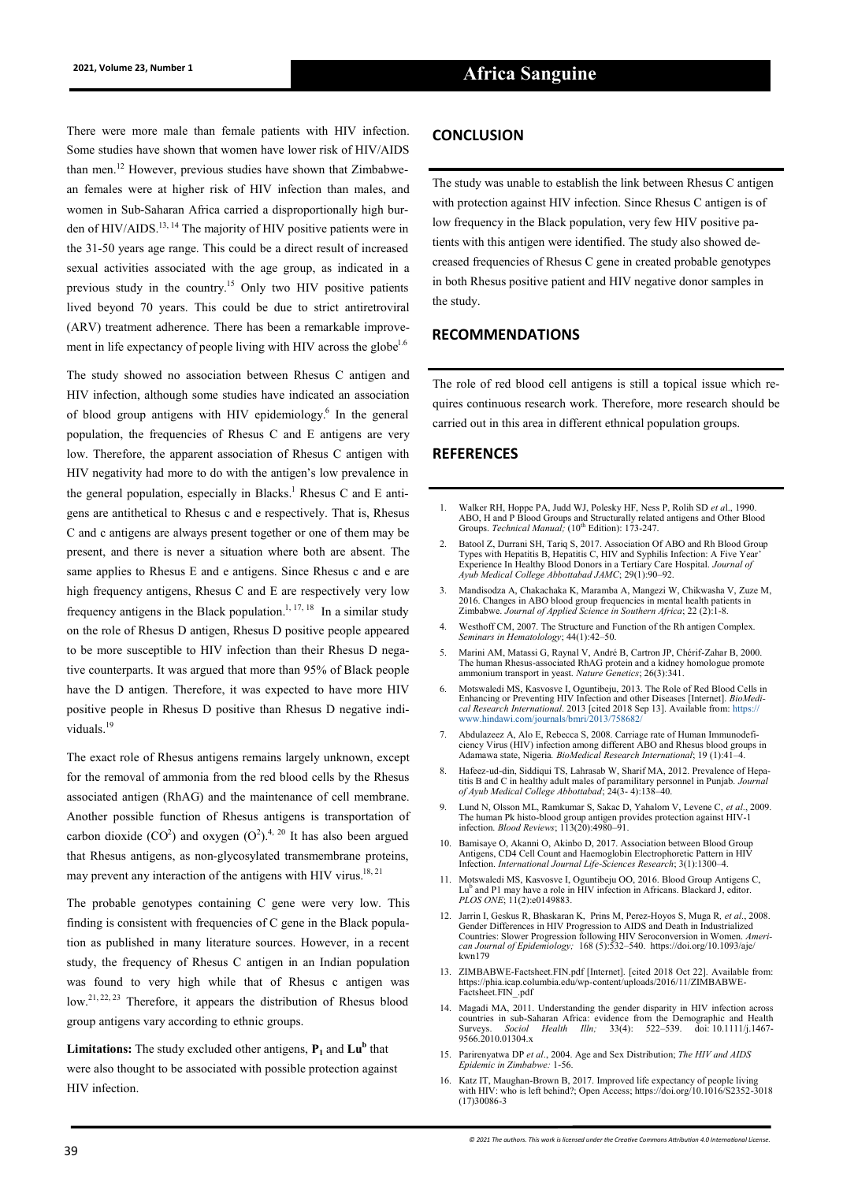There were more male than female patients with HIV infection. Some studies have shown that women have lower risk of HIV/AIDS than men.[12] However, previous studies have shown that Zimbabwean females were at higher risk of HIV infection than males, and women in Sub-Saharan Africa carried a disproportionally high burden of HIV/AIDS.[13, 14] The majority of HIV positive patients were in the 31-50 years age range. This could be a direct result of increased sexual activities associated with the age group, as indicated in a previous study in the country.[15] Only two HIV positive patients lived beyond 70 years. This could be due to strict antiretroviral (ARV) treatment adherence. There has been a remarkable improvement in life expectancy of people living with HIV across the globe[1,6]

The study showed no association between Rhesus C antigen and HIV infection, although some studies have indicated an association of blood group antigens with HIV epidemiology.[6] In the general population, the frequencies of Rhesus C and E antigens are very low. Therefore, the apparent association of Rhesus C antigen with HIV negativity had more to do with the antigen's low prevalence in the general population, especially in Blacks.[1] Rhesus C and E antigens are antithetical to Rhesus c and e respectively. That is, Rhesus C and c antigens are always present together or one of them may be present, and there is never a situation where both are absent. The same applies to Rhesus E and e antigens. Since Rhesus c and e are high frequency antigens, Rhesus C and E are respectively very low frequency antigens in the Black population.[1, 17, 18] In a similar study on the role of Rhesus D antigen, Rhesus D positive people appeared to be more susceptible to HIV infection than their Rhesus D negative counterparts. It was argued that more than 95% of Black people have the D antigen. Therefore, it was expected to have more HIV positive people in Rhesus D positive than Rhesus D negative individuals.[19]

The exact role of Rhesus antigens remains largely unknown, except for the removal of ammonia from the red blood cells by the Rhesus associated antigen (RhAG) and the maintenance of cell membrane. Another possible function of Rhesus antigens is transportation of carbon dioxide ($CO^2$) and oxygen ($O^2$).[4, 20] It has also been argued that Rhesus antigens, as non-glycosylated transmembrane proteins, may prevent any interaction of the antigens with HIV virus.[18, 21]

The probable genotypes containing C gene were very low. This finding is consistent with frequencies of C gene in the Black population as published in many literature sources. However, in a recent study, the frequency of Rhesus C antigen in an Indian population was found to very high while that of Rhesus c antigen was low.[21, 22, 23] Therefore, it appears the distribution of Rhesus blood group antigens vary according to ethnic groups.

**Limitations:** The study excluded other antigens, $\mathbf{P_1}$ and $\mathbf{Lu^b}$ that were also thought to be associated with possible protection against HIV infection.

## CONCLUSION

The study was unable to establish the link between Rhesus C antigen with protection against HIV infection. Since Rhesus C antigen is of low frequency in the Black population, very few HIV positive patients with this antigen were identified. The study also showed decreased frequencies of Rhesus C gene in created probable genotypes in both Rhesus positive patient and HIV negative donor samples in the study.

## RECOMMENDATIONS

The role of red blood cell antigens is still a topical issue which requires continuous research work. Therefore, more research should be carried out in this area in different ethnical population groups.

## REFERENCES

1. Walker RH, Hoppe PA, Judd WJ, Polesky HF, Ness P, Rolih SD *et a*l., 1990. ABO, H and P Blood Groups and Structurally related antigens and Other Blood Groups. *Technical Manual;* (10th Edition): 173-247.
2. Batool Z, Durrani SH, Tariq S, 2017. Association Of ABO and Rh Blood Group Types with Hepatitis B, Hepatitis C, HIV and Syphilis Infection: A Five Year' Experience In Healthy Blood Donors in a Tertiary Care Hospital. *Journal of Ayub Medical College Abbottabad JAMC*; 29(1):90–92.
3. Mandisodza A, Chakachaka K, Maramba A, Mangezi W, Chikwasha V, Zuze M, 2016. Changes in ABO blood group frequencies in mental health patients in Zimbabwe. *Journal of Applied Science in Southern Africa*; 22 (2):1-8.
4. Westhoff CM, 2007. The Structure and Function of the Rh antigen Complex. *Seminars in Hematolology*; 44(1):42–50.
5. Marini AM, Matassi G, Raynal V, André B, Cartron JP, Chérif-Zahar B, 2000. The human Rhesus-associated RhAG protein and a kidney homologue promote ammonium transport in yeast. *Nature Genetics*; 26(3):341.
6. Motswaledi MS, Kasvosve I, Oguntibeju, 2013. The Role of Red Blood Cells in Enhancing or Preventing HIV Infection and other Diseases [Internet]. *BioMedical Research International*. 2013 [cited 2018 Sep 13]. Available from: https://www.hindawi.com/journals/bmri/2013/758682/
7. Abdulazeez A, Alo E, Rebecca S, 2008. Carriage rate of Human Immunodeficiency Virus (HIV) infection among different ABO and Rhesus blood groups in Adamawa state, Nigeria. *BioMedical Research International*; 19 (1):41–4.
8. Hafeez-ud-din, Siddiqui TS, Lahrasab W, Sharif MA, 2012. Prevalence of Hepatitis B and C in healthy adult males of paramilitary personnel in Punjab. *Journal of Ayub Medical College Abbottabad*; 24(3- 4):138–40.
9. Lund N, Olsson ML, Ramkumar S, Sakac D, Yahalom V, Levene C, *et al.*, 2009. The human Pk histo-blood group antigen provides protection against HIV-1 infection. *Blood Reviews*; 113(20):4980–91.
10. Bamisaye O, Akanni O, Akinbo D, 2017. Association between Blood Group Antigens, CD4 Cell Count and Haemoglobin Electrophoretic Pattern in HIV Infection. *International Journal Life-Sciences Research*; 3(1):1300–4.
11. Motswaledi MS, Kasvosve I, Oguntibeju OO, 2016. Blood Group Antigens C, $Lu^b$ and P1 may have a role in HIV infection in Africans. Blackard J, editor. *PLOS ONE*; 11(2):e0149883.
12. Jarrin I, Geskus R, Bhaskaran K, Prins M, Perez-Hoyos S, Muga R, *et al.*, 2008. Gender Differences in HIV Progression to AIDS and Death in Industrialized Countries: Slower Progression following HIV Seroconversion in Women. *American Journal of Epidemiology;* 168 (5):532–540. https://doi.org/10.1093/aje/kwn179
13. ZIMBABWE-Factsheet.FIN.pdf [Internet]. [cited 2018 Oct 22]. Available from: https://phia.icap.columbia.edu/wp-content/uploads/2016/11/ZIMBABWE-Factsheet.FIN_.pdf
14. Magadi MA, 2011. Understanding the gender disparity in HIV infection across countries in sub-Saharan Africa: evidence from the Demographic and Health Surveys. *Sociol Health Illn;* 33(4): 522–539. doi: 10.1111/j.1467-9566.2010.01304.x
15. Parirenyatwa DP *et al*., 2004. Age and Sex Distribution; *The HIV and AIDS Epidemic in Zimbabwe:* 1-56.
16. Katz IT, Maughan-Brown B, 2017. Improved life expectancy of people living with HIV: who is left behind?; Open Access; https://doi.org/10.1016/S2352-3018(17)30086-3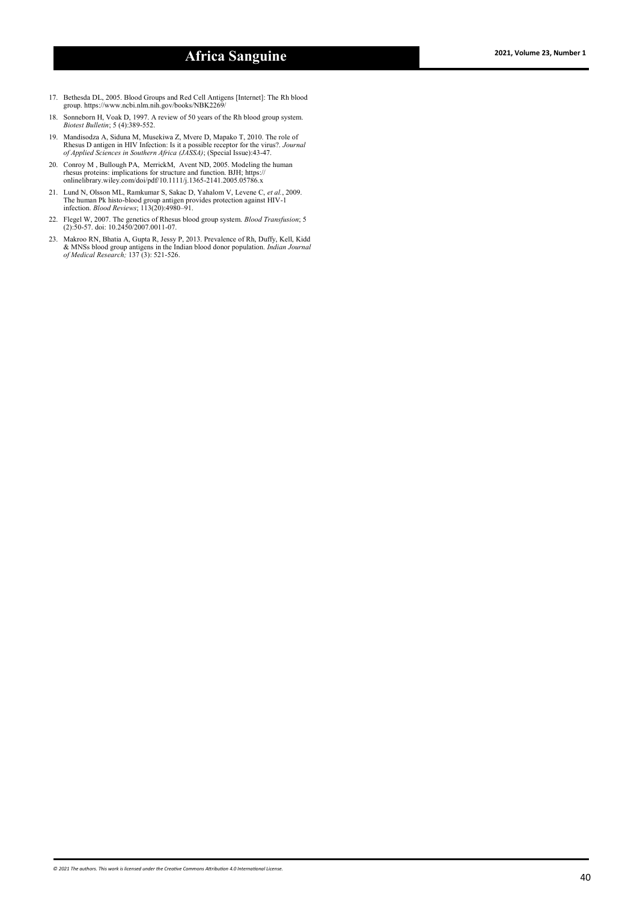17. Bethesda DL, 2005. Blood Groups and Red Cell Antigens [Internet]: The Rh blood group. https://www.ncbi.nlm.nih.gov/books/NBK2269/
18. Sonneborn H, Voak D, 1997. A review of 50 years of the Rh blood group system. *Biotest Bulletin*; 5 (4):389-552.
19. Mandisodza A, Siduna M, Musekiwa Z, Mvere D, Mapako T, 2010. The role of Rhesus D antigen in HIV Infection: Is it a possible receptor for the virus?. *Journal of Applied Sciences in Southern Africa (JASSA)*; (Special Issue):43-47.
20. Conroy M , Bullough PA, MerrickM, Avent ND, 2005. Modeling the human rhesus proteins: implications for structure and function. BJH; https://onlinelibrary.wiley.com/doi/pdf/10.1111/j.1365-2141.2005.05786.x
21. Lund N, Olsson ML, Ramkumar S, Sakac D, Yahalom V, Levene C, *et al.*, 2009. The human Pk histo-blood group antigen provides protection against HIV-1 infection. *Blood Reviews*; 113(20):4980–91.
22. Flegel W, 2007. The genetics of Rhesus blood group system. *Blood Transfusion*; 5 (2):50-57. doi: 10.2450/2007.0011-07.
23. Makroo RN, Bhatia A, Gupta R, Jessy P, 2013. Prevalence of Rh, Duffy, Kell, Kidd & MNSs blood group antigens in the Indian blood donor population. *Indian Journal of Medical Research;* 137 (3): 521-526.